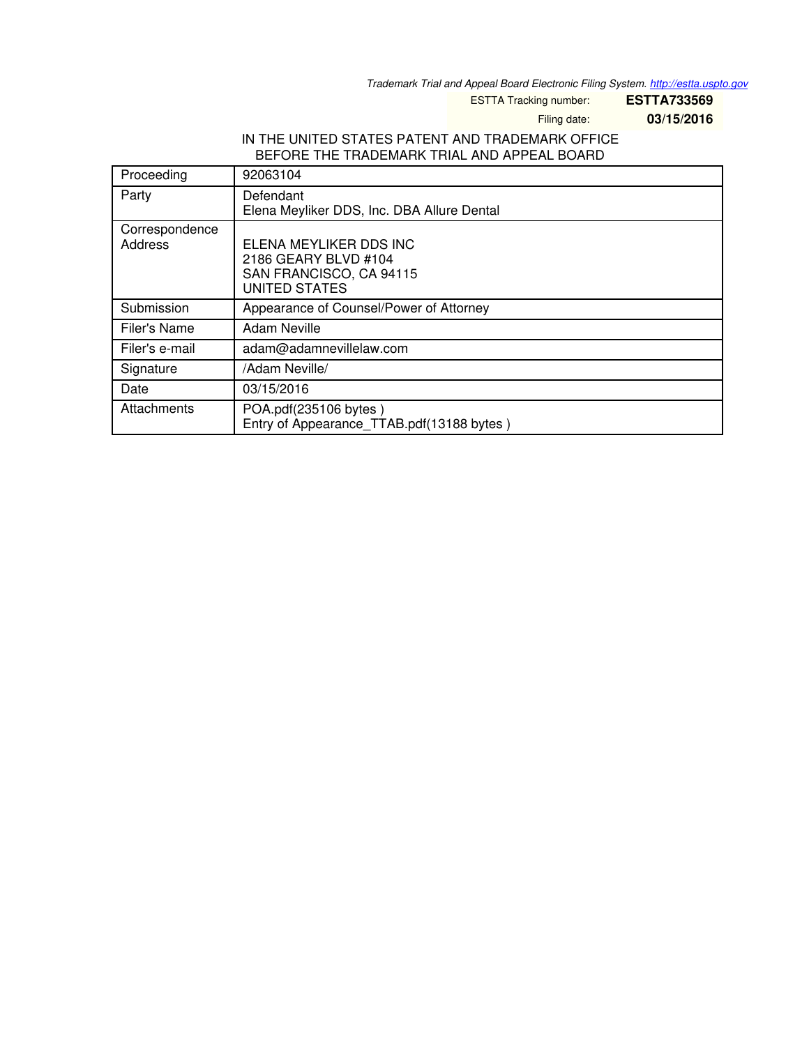Trademark Trial and Appeal Board Electronic Filing System. http://estta.uspto.gov

ESTTA Tracking number: **ESTTA733569**

Filing date: **03/15/2016**

IN THE UNITED STATES PATENT AND TRADEMARK OFFICE
BEFORE THE TRADEMARK TRIAL AND APPEAL BOARD

| | |
|---|---|
| Proceeding | 92063104 |
| Party | Defendant<br>Elena Meyliker DDS, Inc. DBA Allure Dental |
| Correspondence Address | ELENA MEYLIKER DDS INC<br>2186 GEARY BLVD #104<br>SAN FRANCISCO, CA 94115<br>UNITED STATES |
| Submission | Appearance of Counsel/Power of Attorney |
| Filer's Name | Adam Neville |
| Filer's e-mail | adam@adamnevillelaw.com |
| Signature | /Adam Neville/ |
| Date | 03/15/2016 |
| Attachments | POA.pdf(235106 bytes )<br>Entry of Appearance_TTAB.pdf(13188 bytes ) |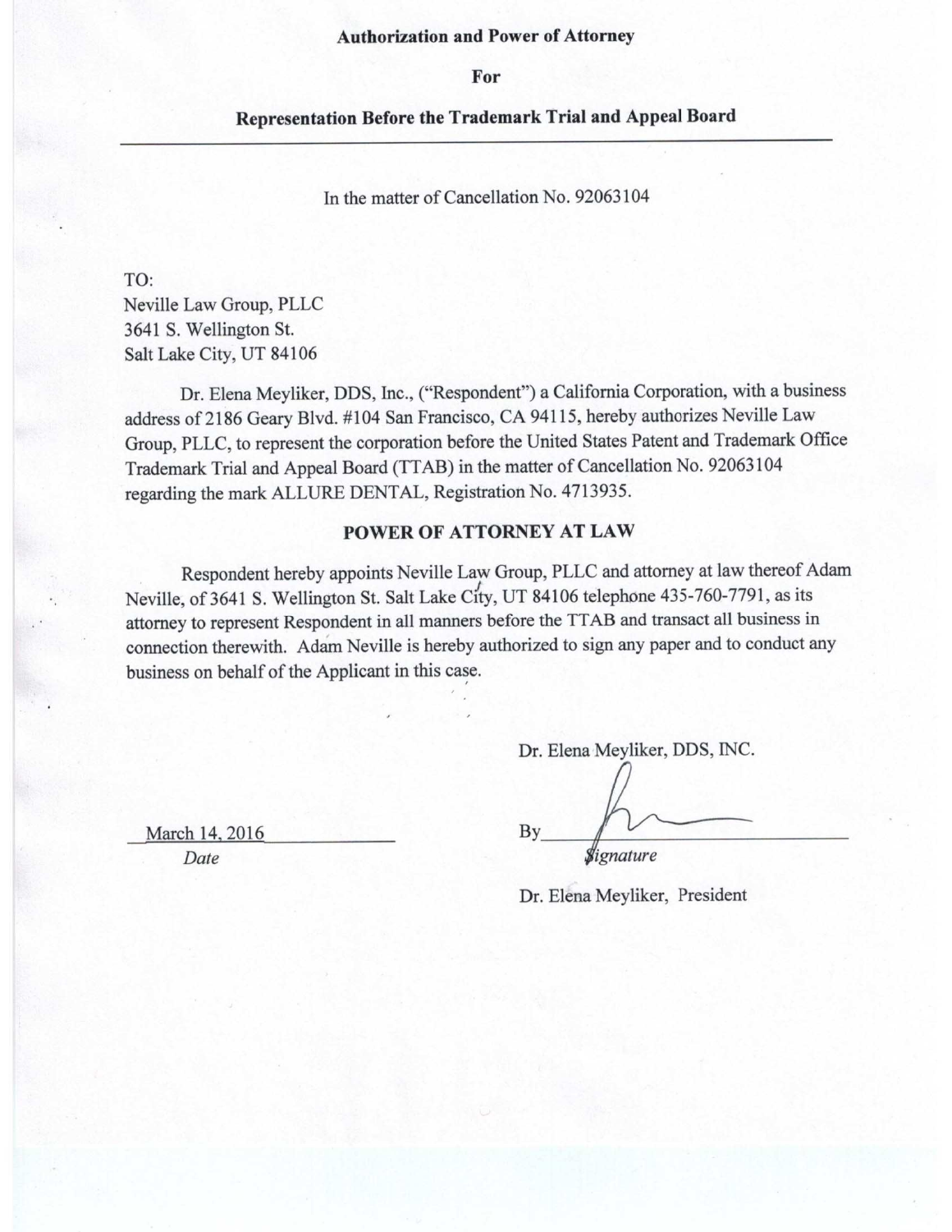**Authorization and Power of Attorney**

**For**

**Representation Before the Trademark Trial and Appeal Board**

---

In the matter of Cancellation No. 92063104

TO:
Neville Law Group, PLLC
3641 S. Wellington St.
Salt Lake City, UT 84106

Dr. Elena Meyliker, DDS, Inc., ("Respondent") a California Corporation, with a business address of 2186 Geary Blvd. #104 San Francisco, CA 94115, hereby authorizes Neville Law Group, PLLC, to represent the corporation before the United States Patent and Trademark Office Trademark Trial and Appeal Board (TTAB) in the matter of Cancellation No. 92063104 regarding the mark ALLURE DENTAL, Registration No. 4713935.

**POWER OF ATTORNEY AT LAW**

Respondent hereby appoints Neville Law Group, PLLC and attorney at law thereof Adam Neville, of 3641 S. Wellington St. Salt Lake City, UT 84106 telephone 435-760-7791, as its attorney to represent Respondent in all manners before the TTAB and transact all business in connection therewith. Adam Neville is hereby authorized to sign any paper and to conduct any business on behalf of the Applicant in this case.

Dr. Elena Meyliker, DDS, INC.

March 14, 2016
*Date*

By ____________________
*Signature*

Dr. Elena Meyliker, President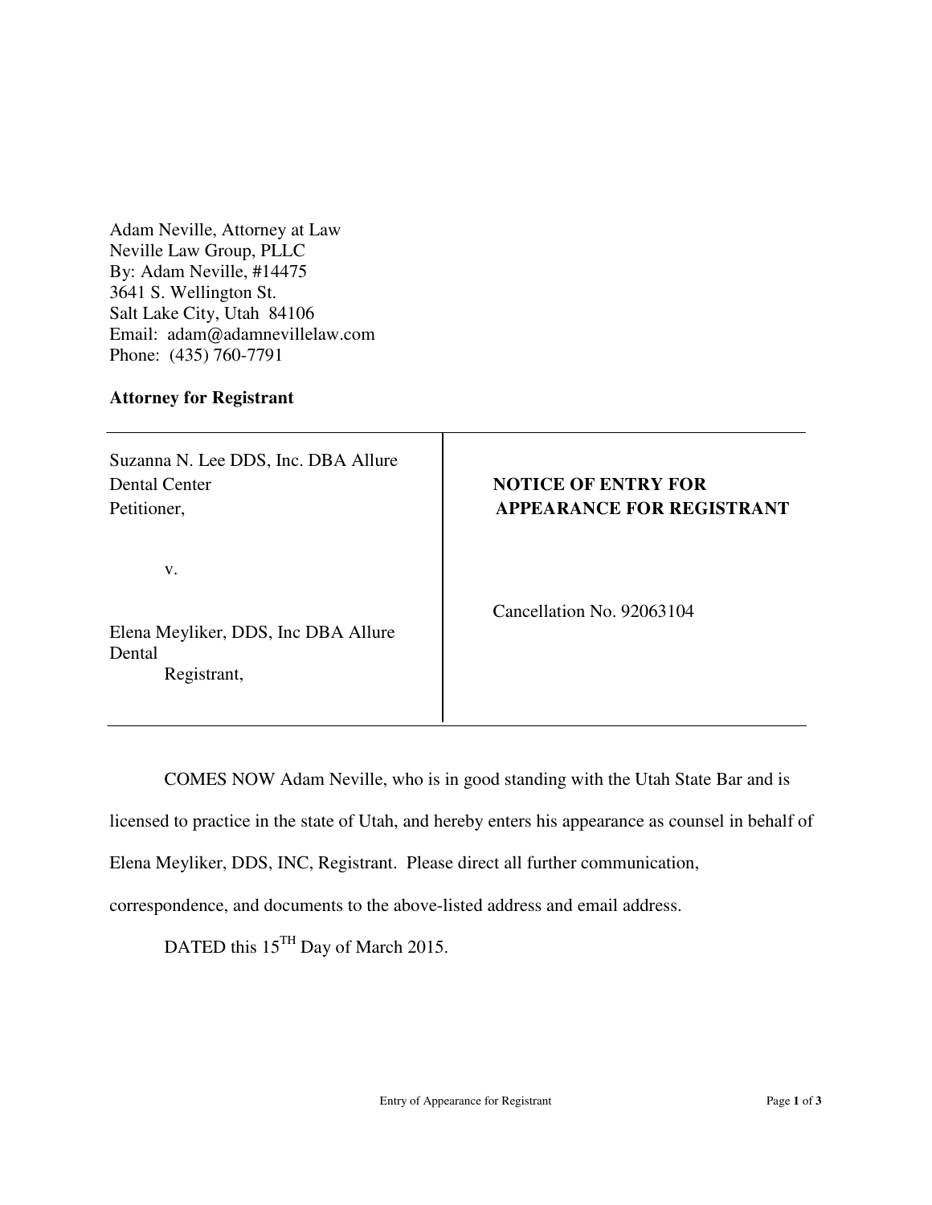Adam Neville, Attorney at Law
Neville Law Group, PLLC
By: Adam Neville, #14475
3641 S. Wellington St.
Salt Lake City, Utah 84106
Email: adam@adamnevillelaw.com
Phone: (435) 760-7791

**Attorney for Registrant**

| | |
|---|---|
| Suzanna N. Lee DDS, Inc. DBA Allure Dental Center<br>Petitioner,<br><br>v.<br><br>Elena Meyliker, DDS, Inc DBA Allure Dental<br>Registrant, | **NOTICE OF ENTRY FOR APPEARANCE FOR REGISTRANT**<br><br>Cancellation No. 92063104 |

COMES NOW Adam Neville, who is in good standing with the Utah State Bar and is licensed to practice in the state of Utah, and hereby enters his appearance as counsel in behalf of Elena Meyliker, DDS, INC, Registrant. Please direct all further communication, correspondence, and documents to the above-listed address and email address.

DATED this 15[TH] Day of March 2015.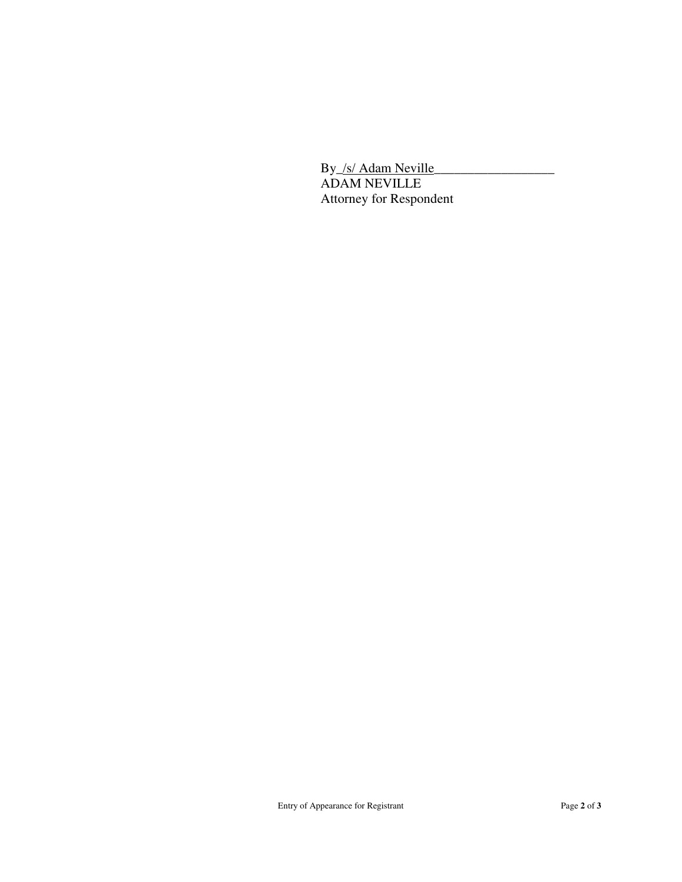By_/s/ Adam Neville__________________
ADAM NEVILLE
Attorney for Respondent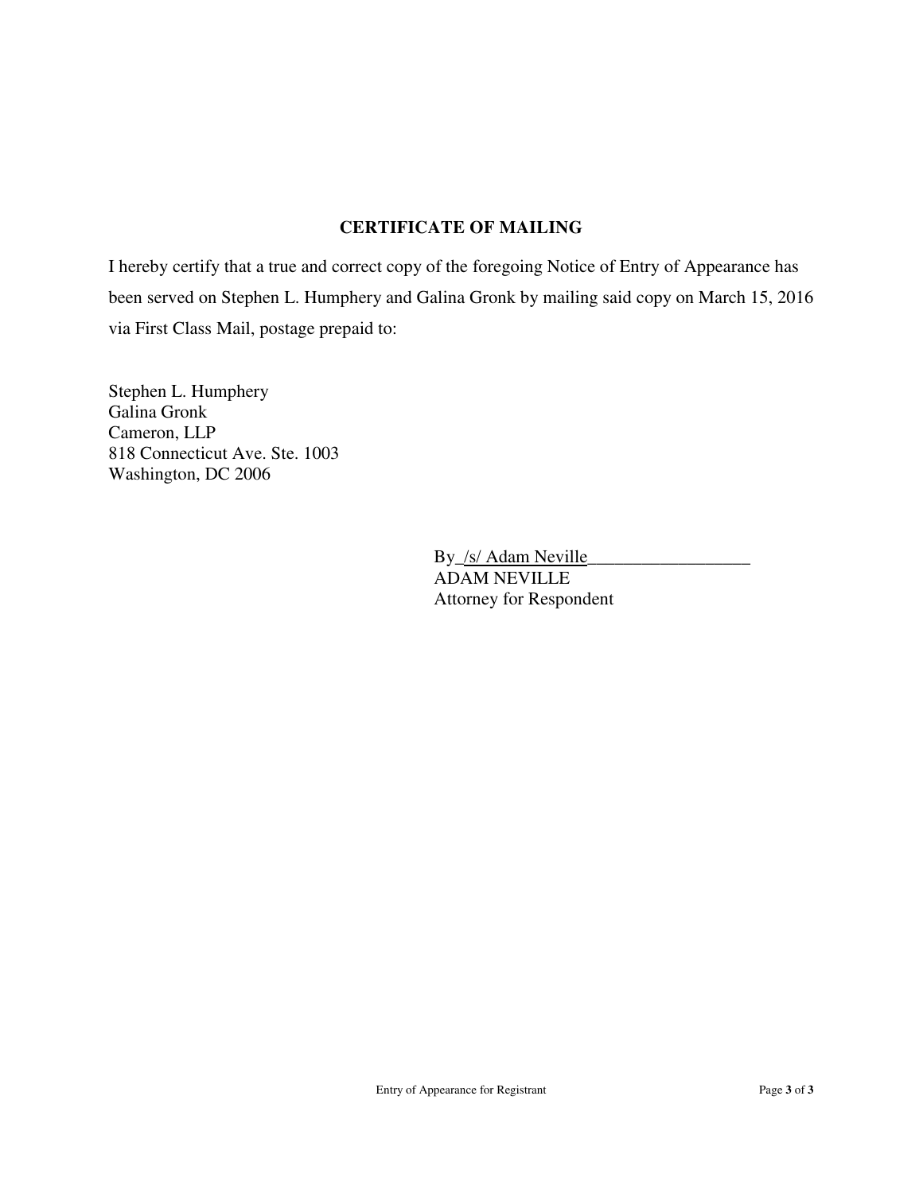## CERTIFICATE OF MAILING

I hereby certify that a true and correct copy of the foregoing Notice of Entry of Appearance has been served on Stephen L. Humphery and Galina Gronk by mailing said copy on March 15, 2016 via First Class Mail, postage prepaid to:

Stephen L. Humphery
Galina Gronk
Cameron, LLP
818 Connecticut Ave. Ste. 1003
Washington, DC 2006

By /s/ Adam Neville__________________
ADAM NEVILLE
Attorney for Respondent